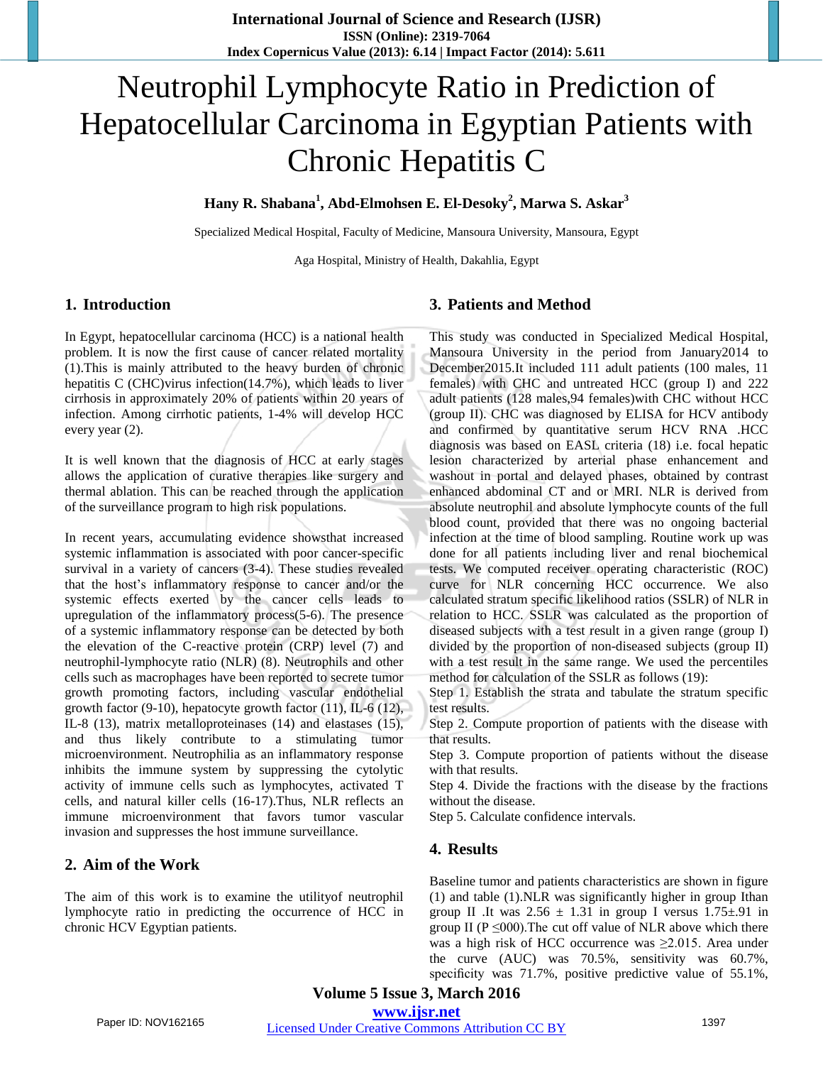# Neutrophil Lymphocyte Ratio in Prediction of Hepatocellular Carcinoma in Egyptian Patients with Chronic Hepatitis C

**Hany R. Shabana[1], Abd-Elmohsen E. El-Desoky[2], Marwa S. Askar[3]**

Specialized Medical Hospital, Faculty of Medicine, Mansoura University, Mansoura, Egypt

Aga Hospital, Ministry of Health, Dakahlia, Egypt

## 1. Introduction

In Egypt, hepatocellular carcinoma (HCC) is a national health problem. It is now the first cause of cancer related mortality (1).This is mainly attributed to the heavy burden of chronic hepatitis C (CHC)virus infection(14.7%), which leads to liver cirrhosis in approximately 20% of patients within 20 years of infection. Among cirrhotic patients, 1-4% will develop HCC every year (2).

It is well known that the diagnosis of HCC at early stages allows the application of curative therapies like surgery and thermal ablation. This can be reached through the application of the surveillance program to high risk populations.

In recent years, accumulating evidence showsthat increased systemic inflammation is associated with poor cancer-specific survival in a variety of cancers (3-4). These studies revealed that the host's inflammatory response to cancer and/or the systemic effects exerted by the cancer cells leads to upregulation of the inflammatory process(5-6). The presence of a systemic inflammatory response can be detected by both the elevation of the C-reactive protein (CRP) level (7) and neutrophil-lymphocyte ratio (NLR) (8). Neutrophils and other cells such as macrophages have been reported to secrete tumor growth promoting factors, including vascular endothelial growth factor (9-10), hepatocyte growth factor (11), IL-6 (12), IL-8 (13), matrix metalloproteinases (14) and elastases (15), and thus likely contribute to a stimulating tumor microenvironment. Neutrophilia as an inflammatory response inhibits the immune system by suppressing the cytolytic activity of immune cells such as lymphocytes, activated T cells, and natural killer cells (16-17).Thus, NLR reflects an immune microenvironment that favors tumor vascular invasion and suppresses the host immune surveillance.

## 2. Aim of the Work

The aim of this work is to examine the utilityof neutrophil lymphocyte ratio in predicting the occurrence of HCC in chronic HCV Egyptian patients.

## 3. Patients and Method

This study was conducted in Specialized Medical Hospital, Mansoura University in the period from January2014 to December2015.It included 111 adult patients (100 males, 11 females) with CHC and untreated HCC (group I) and 222 adult patients (128 males,94 females)with CHC without HCC (group II). CHC was diagnosed by ELISA for HCV antibody and confirmed by quantitative serum HCV RNA .HCC diagnosis was based on EASL criteria (18) i.e. focal hepatic lesion characterized by arterial phase enhancement and washout in portal and delayed phases, obtained by contrast enhanced abdominal CT and or MRI. NLR is derived from absolute neutrophil and absolute lymphocyte counts of the full blood count, provided that there was no ongoing bacterial infection at the time of blood sampling. Routine work up was done for all patients including liver and renal biochemical tests. We computed receiver operating characteristic (ROC) curve for NLR concerning HCC occurrence. We also calculated stratum specific likelihood ratios (SSLR) of NLR in relation to HCC. SSLR was calculated as the proportion of diseased subjects with a test result in a given range (group I) divided by the proportion of non-diseased subjects (group II) with a test result in the same range. We used the percentiles method for calculation of the SSLR as follows (19):

Step 1. Establish the strata and tabulate the stratum specific test results.

Step 2. Compute proportion of patients with the disease with that results.

Step 3. Compute proportion of patients without the disease with that results.

Step 4. Divide the fractions with the disease by the fractions without the disease.

Step 5. Calculate confidence intervals.

## 4. Results

Baseline tumor and patients characteristics are shown in figure (1) and table (1).NLR was significantly higher in group Ithan group II .It was 2.56 ± 1.31 in group I versus 1.75±.91 in group II (P ≤000).The cut off value of NLR above which there was a high risk of HCC occurrence was ≥2.015. Area under the curve (AUC) was 70.5%, sensitivity was 60.7%, specificity was 71.7%, positive predictive value of 55.1%,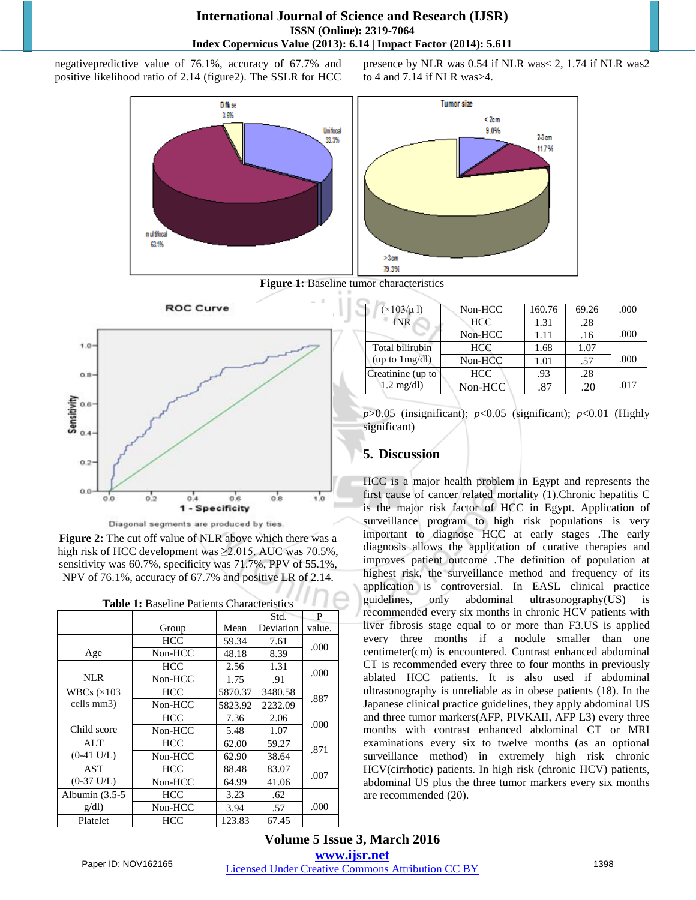negativepredictive value of 76.1%, accuracy of 67.7% and positive likelihood ratio of 2.14 (figure2). The SSLR for HCC presence by NLR was 0.54 if NLR was< 2, 1.74 if NLR was2 to 4 and 7.14 if NLR was>4.

**Figure 1:** Baseline tumor characteristics

**Figure 2:** The cut off value of NLR above which there was a high risk of HCC development was ≥2.015. AUC was 70.5%, sensitivity was 60.7%, specificity was 71.7%, PPV of 55.1%, NPV of 76.1%, accuracy of 67.7% and positive LR of 2.14.

**Table 1:** Baseline Patients Characteristics

| | Group | Mean | Std. Deviation | P value. |
|---|---|---|---|---|
| Age | HCC | 59.34 | 7.61 | .000 |
| | Non-HCC | 48.18 | 8.39 | |
| NLR | HCC | 2.56 | 1.31 | .000 |
| | Non-HCC | 1.75 | .91 | |
| WBCs (×103 cells mm3) | HCC | 5870.37 | 3480.58 | .887 |
| | Non-HCC | 5823.92 | 2232.09 | |
| Child score | HCC | 7.36 | 2.06 | .000 |
| | Non-HCC | 5.48 | 1.07 | |
| ALT (0-41 U/L) | HCC | 62.00 | 59.27 | .871 |
| | Non-HCC | 62.90 | 38.64 | |
| AST (0-37 U/L) | HCC | 88.48 | 83.07 | .007 |
| | Non-HCC | 64.99 | 41.06 | |
| Albumin (3.5-5 g/dl) | HCC | 3.23 | .62 | .000 |
| | Non-HCC | 3.94 | .57 | |
| Platelet (×103/μ l) | HCC | 123.83 | 67.45 | .000 |
| | Non-HCC | 160.76 | 69.26 | |
| INR | HCC | 1.31 | .28 | .000 |
| | Non-HCC | 1.11 | .16 | |
| Total bilirubin (up to 1mg/dl) | HCC | 1.68 | 1.07 | .000 |
| | Non-HCC | 1.01 | .57 | |
| Creatinine (up to 1.2 mg/dl) | HCC | .93 | .28 | .017 |
| | Non-HCC | .87 | .20 | |

*p*>0.05 (insignificant); *p*<0.05 (significant); *p*<0.01 (Highly significant)

## 5. Discussion

HCC is a major health problem in Egypt and represents the first cause of cancer related mortality (1).Chronic hepatitis C is the major risk factor of HCC in Egypt. Application of surveillance program to high risk populations is very important to diagnose HCC at early stages .The early diagnosis allows the application of curative therapies and improves patient outcome .The definition of population at highest risk, the surveillance method and frequency of its application is controversial. In EASL clinical practice guidelines, only abdominal ultrasonography(US) is recommended every six months in chronic HCV patients with liver fibrosis stage equal to or more than F3.US is applied every three months if a nodule smaller than one centimeter(cm) is encountered. Contrast enhanced abdominal CT is recommended every three to four months in previously ablated HCC patients. It is also used if abdominal ultrasonography is unreliable as in obese patients (18). In the Japanese clinical practice guidelines, they apply abdominal US and three tumor markers(AFP, PIVKAII, AFP L3) every three months with contrast enhanced abdominal CT or MRI examinations every six to twelve months (as an optional surveillance method) in extremely high risk chronic HCV(cirrhotic) patients. In high risk (chronic HCV) patients, abdominal US plus the three tumor markers every six months are recommended (20).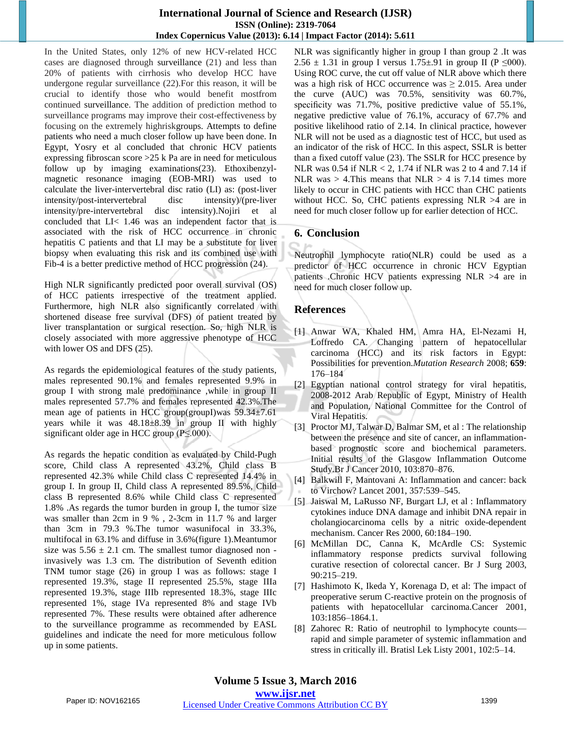In the United States, only 12% of new HCV-related HCC cases are diagnosed through surveillance (21) and less than 20% of patients with cirrhosis who develop HCC have undergone regular surveillance (22).For this reason, it will be crucial to identify those who would benefit mostfrom continued surveillance. The addition of prediction method to surveillance programs may improve their cost-effectiveness by focusing on the extremely highriskgroups. Attempts to define patients who need a much closer follow up have been done. In Egypt, Yosry et al concluded that chronic HCV patients expressing fibroscan score >25 k Pa are in need for meticulous follow up by imaging examinations(23). Ethoxibenzyl-magnetic resonance imaging (EOB-MRI) was used to calculate the liver-intervertebral disc ratio (LI) as: (post-liver intensity/post-intervertebral disc intensity)/(pre-liver intensity/pre-intervertebral disc intensity).Nojiri et al concluded that LI< 1.46 was an independent factor that is associated with the risk of HCC occurrence in chronic hepatitis C patients and that LI may be a substitute for liver biopsy when evaluating this risk and its combined use with Fib-4 is a better predictive method of HCC progression (24).

High NLR significantly predicted poor overall survival (OS) of HCC patients irrespective of the treatment applied. Furthermore, high NLR also significantly correlated with shortened disease free survival (DFS) of patient treated by liver transplantation or surgical resection. So, high NLR is closely associated with more aggressive phenotype of HCC with lower OS and DFS (25).

As regards the epidemiological features of the study patients, males represented 90.1% and females represented 9.9% in group I with strong male predominance ,while in group II males represented 57.7% and females represented 42.3%.The mean age of patients in HCC group(groupI)was 59.34±7.61 years while it was 48.18±8.39 in group II with highly significant older age in HCC group (P≤.000).

As regards the hepatic condition as evaluated by Child-Pugh score, Child class A represented 43.2%, Child class B represented 42.3% while Child class C represented 14.4% in group I. In group II, Child class A represented 89.5%, Child class B represented 8.6% while Child class C represented 1.8% .As regards the tumor burden in group I, the tumor size was smaller than 2cm in 9 % , 2-3cm in 11.7 % and larger than 3cm in 79.3 %.The tumor wasunifocal in 33.3%, multifocal in 63.1% and diffuse in 3.6%(figure 1).Meantumor size was 5.56 ± 2.1 cm. The smallest tumor diagnosed non -invasively was 1.3 cm. The distribution of Seventh edition TNM tumor stage (26) in group I was as follows: stage I represented 19.3%, stage II represented 25.5%, stage IIIa represented 19.3%, stage IIIb represented 18.3%, stage IIIc represented 1%, stage IVa represented 8% and stage IVb represented 7%. These results were obtained after adherence to the surveillance programme as recommended by EASL guidelines and indicate the need for more meticulous follow up in some patients.

NLR was significantly higher in group I than group 2 .It was 2.56 ± 1.31 in group I versus 1.75±.91 in group II (P ≤000). Using ROC curve, the cut off value of NLR above which there was a high risk of HCC occurrence was ≥ 2.015. Area under the curve (AUC) was 70.5%, sensitivity was 60.7%, specificity was 71.7%, positive predictive value of 55.1%, negative predictive value of 76.1%, accuracy of 67.7% and positive likelihood ratio of 2.14. In clinical practice, however NLR will not be used as a diagnostic test of HCC, but used as an indicator of the risk of HCC. In this aspect, SSLR is better than a fixed cutoff value (23). The SSLR for HCC presence by NLR was 0.54 if NLR < 2, 1.74 if NLR was 2 to 4 and 7.14 if NLR was > 4.This means that NLR > 4 is 7.14 times more likely to occur in CHC patients with HCC than CHC patients without HCC. So, CHC patients expressing NLR >4 are in need for much closer follow up for earlier detection of HCC.

## 6. Conclusion

Neutrophil lymphocyte ratio(NLR) could be used as a predictor of HCC occurrence in chronic HCV Egyptian patients .Chronic HCV patients expressing NLR >4 are in need for much closer follow up.

## References

[1] Anwar WA, Khaled HM, Amra HA, El-Nezami H, Loffredo CA. Changing pattern of hepatocellular carcinoma (HCC) and its risk factors in Egypt: Possibilities for prevention.*Mutation Research* 2008; **659**: 176–184

[2] Egyptian national control strategy for viral hepatitis, 2008-2012 Arab Republic of Egypt, Ministry of Health and Population, National Committee for the Control of Viral Hepatitis.

[3] Proctor MJ, Talwar D, Balmar SM, et al : The relationship between the presence and site of cancer, an inflammation-based prognostic score and biochemical parameters. Initial results of the Glasgow Inflammation Outcome Study.Br J Cancer 2010, 103:870–876.

[4] Balkwill F, Mantovani A: Inflammation and cancer: back to Virchow? Lancet 2001, 357:539–545.

[5] Jaiswal M, LaRusso NF, Burgart LJ, et al : Inflammatory cytokines induce DNA damage and inhibit DNA repair in cholangiocarcinoma cells by a nitric oxide-dependent mechanism. Cancer Res 2000, 60:184–190.

[6] McMillan DC, Canna K, McArdle CS: Systemic inflammatory response predicts survival following curative resection of colorectal cancer. Br J Surg 2003, 90:215–219.

[7] Hashimoto K, Ikeda Y, Korenaga D, et al: The impact of preoperative serum C-reactive protein on the prognosis of patients with hepatocellular carcinoma.Cancer 2001, 91:1856–1864.1.

[8] Zahorec R: Ratio of neutrophil to lymphocyte counts—rapid and simple parameter of systemic inflammation and stress in critically ill. Bratisl Lek Listy 2001, 102:5–14.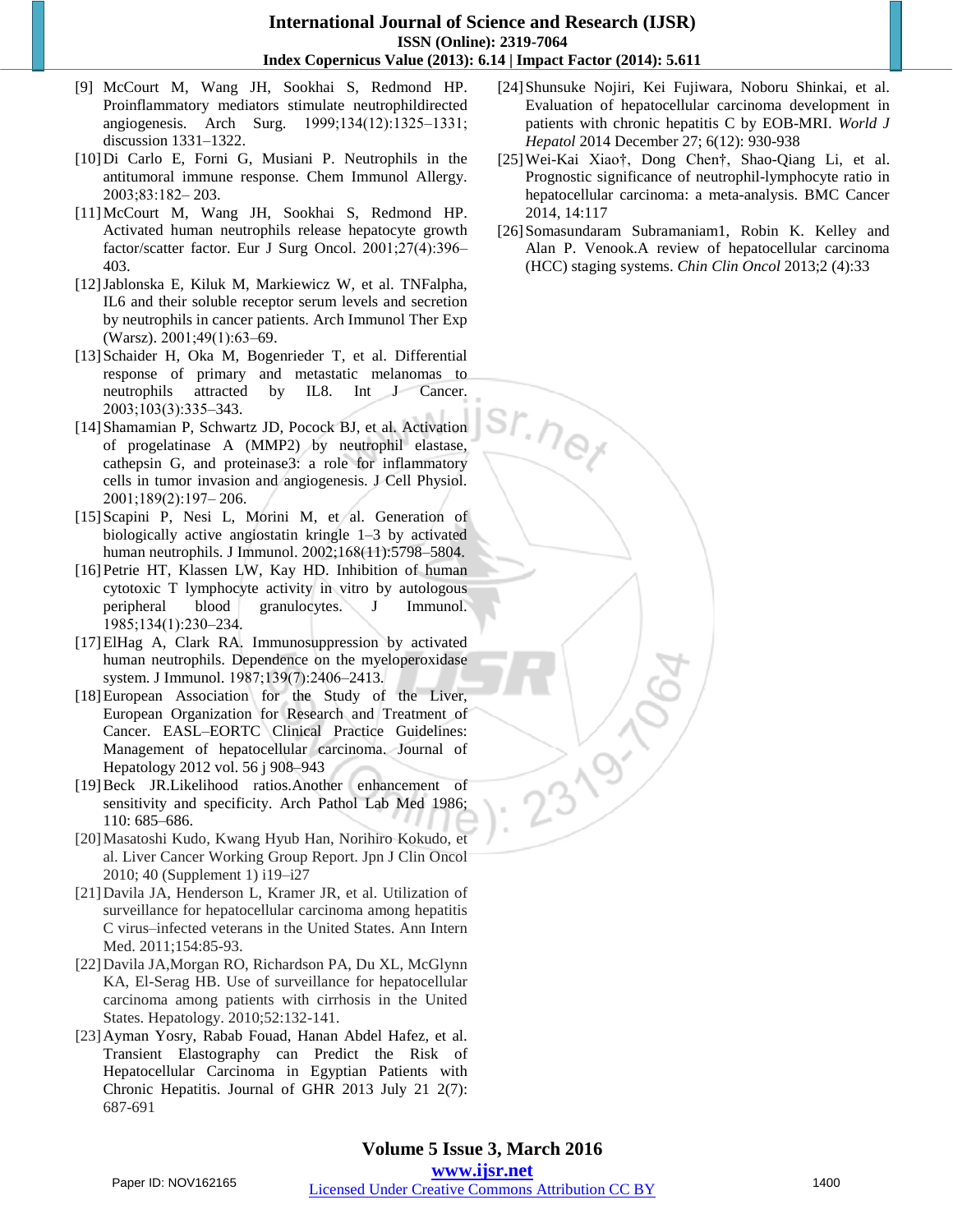[9] McCourt M, Wang JH, Sookhai S, Redmond HP. Proinflammatory mediators stimulate neutrophildirected angiogenesis. Arch Surg. 1999;134(12):1325–1331; discussion 1331–1322.

[10] Di Carlo E, Forni G, Musiani P. Neutrophils in the antitumoral immune response. Chem Immunol Allergy. 2003;83:182– 203.

[11] McCourt M, Wang JH, Sookhai S, Redmond HP. Activated human neutrophils release hepatocyte growth factor/scatter factor. Eur J Surg Oncol. 2001;27(4):396–403.

[12] Jablonska E, Kiluk M, Markiewicz W, et al. TNFalpha, IL6 and their soluble receptor serum levels and secretion by neutrophils in cancer patients. Arch Immunol Ther Exp (Warsz). 2001;49(1):63–69.

[13] Schaider H, Oka M, Bogenrieder T, et al. Differential response of primary and metastatic melanomas to neutrophils attracted by IL8. Int J Cancer. 2003;103(3):335–343.

[14] Shamamian P, Schwartz JD, Pocock BJ, et al. Activation of progelatinase A (MMP2) by neutrophil elastase, cathepsin G, and proteinase3: a role for inflammatory cells in tumor invasion and angiogenesis. J Cell Physiol. 2001;189(2):197– 206.

[15] Scapini P, Nesi L, Morini M, et al. Generation of biologically active angiostatin kringle 1–3 by activated human neutrophils. J Immunol. 2002;168(11):5798–5804.

[16] Petrie HT, Klassen LW, Kay HD. Inhibition of human cytotoxic T lymphocyte activity in vitro by autologous peripheral blood granulocytes. J Immunol. 1985;134(1):230–234.

[17] ElHag A, Clark RA. Immunosuppression by activated human neutrophils. Dependence on the myeloperoxidase system. J Immunol. 1987;139(7):2406–2413.

[18] European Association for the Study of the Liver, European Organization for Research and Treatment of Cancer. EASL–EORTC Clinical Practice Guidelines: Management of hepatocellular carcinoma. Journal of Hepatology 2012 vol. 56 j 908–943

[19] Beck JR.Likelihood ratios.Another enhancement of sensitivity and specificity. Arch Pathol Lab Med 1986; 110: 685–686.

[20] Masatoshi Kudo, Kwang Hyub Han, Norihiro Kokudo, et al. Liver Cancer Working Group Report. Jpn J Clin Oncol 2010; 40 (Supplement 1) i19–i27

[21] Davila JA, Henderson L, Kramer JR, et al. Utilization of surveillance for hepatocellular carcinoma among hepatitis C virus–infected veterans in the United States. Ann Intern Med. 2011;154:85-93.

[22] Davila JA,Morgan RO, Richardson PA, Du XL, McGlynn KA, El-Serag HB. Use of surveillance for hepatocellular carcinoma among patients with cirrhosis in the United States. Hepatology. 2010;52:132-141.

[23] Ayman Yosry, Rabab Fouad, Hanan Abdel Hafez, et al. Transient Elastography can Predict the Risk of Hepatocellular Carcinoma in Egyptian Patients with Chronic Hepatitis. Journal of GHR 2013 July 21 2(7): 687-691

[24] Shunsuke Nojiri, Kei Fujiwara, Noboru Shinkai, et al. Evaluation of hepatocellular carcinoma development in patients with chronic hepatitis C by EOB-MRI. *World J Hepatol* 2014 December 27; 6(12): 930-938

[25] Wei-Kai Xiao†, Dong Chen†, Shao-Qiang Li, et al. Prognostic significance of neutrophil-lymphocyte ratio in hepatocellular carcinoma: a meta-analysis. BMC Cancer 2014, 14:117

[26] Somasundaram Subramaniam1, Robin K. Kelley and Alan P. Venook.A review of hepatocellular carcinoma (HCC) staging systems. *Chin Clin Oncol* 2013;2 (4):33